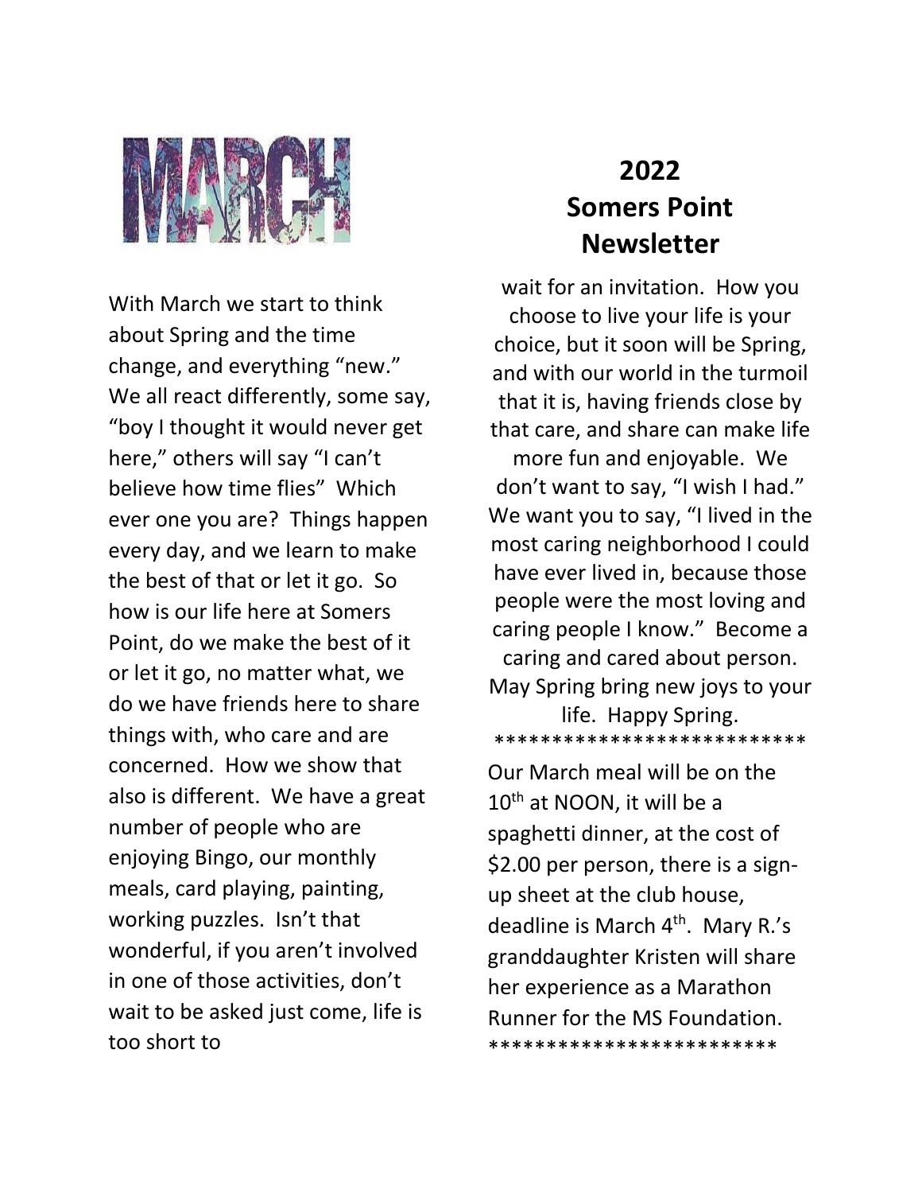# MARCH

# 2022 Somers Point Newsletter

With March we start to think about Spring and the time change, and everything "new." We all react differently, some say, "boy I thought it would never get here," others will say "I can't believe how time flies" Which ever one you are? Things happen every day, and we learn to make the best of that or let it go. So how is our life here at Somers Point, do we make the best of it or let it go, no matter what, we do we have friends here to share things with, who care and are concerned. How we show that also is different. We have a great number of people who are enjoying Bingo, our monthly meals, card playing, painting, working puzzles. Isn't that wonderful, if you aren't involved in one of those activities, don't wait to be asked just come, life is too short to wait for an invitation. How you choose to live your life is your choice, but it soon will be Spring, and with our world in the turmoil that it is, having friends close by that care, and share can make life more fun and enjoyable. We don't want to say, "I wish I had." We want you to say, "I lived in the most caring neighborhood I could have ever lived in, because those people were the most loving and caring people I know." Become a caring and cared about person. May Spring bring new joys to your life. Happy Spring.

***************************

Our March meal will be on the 10th at NOON, it will be a spaghetti dinner, at the cost of $2.00 per person, there is a sign-up sheet at the club house, deadline is March 4th. Mary R.'s granddaughter Kristen will share her experience as a Marathon Runner for the MS Foundation.

*************************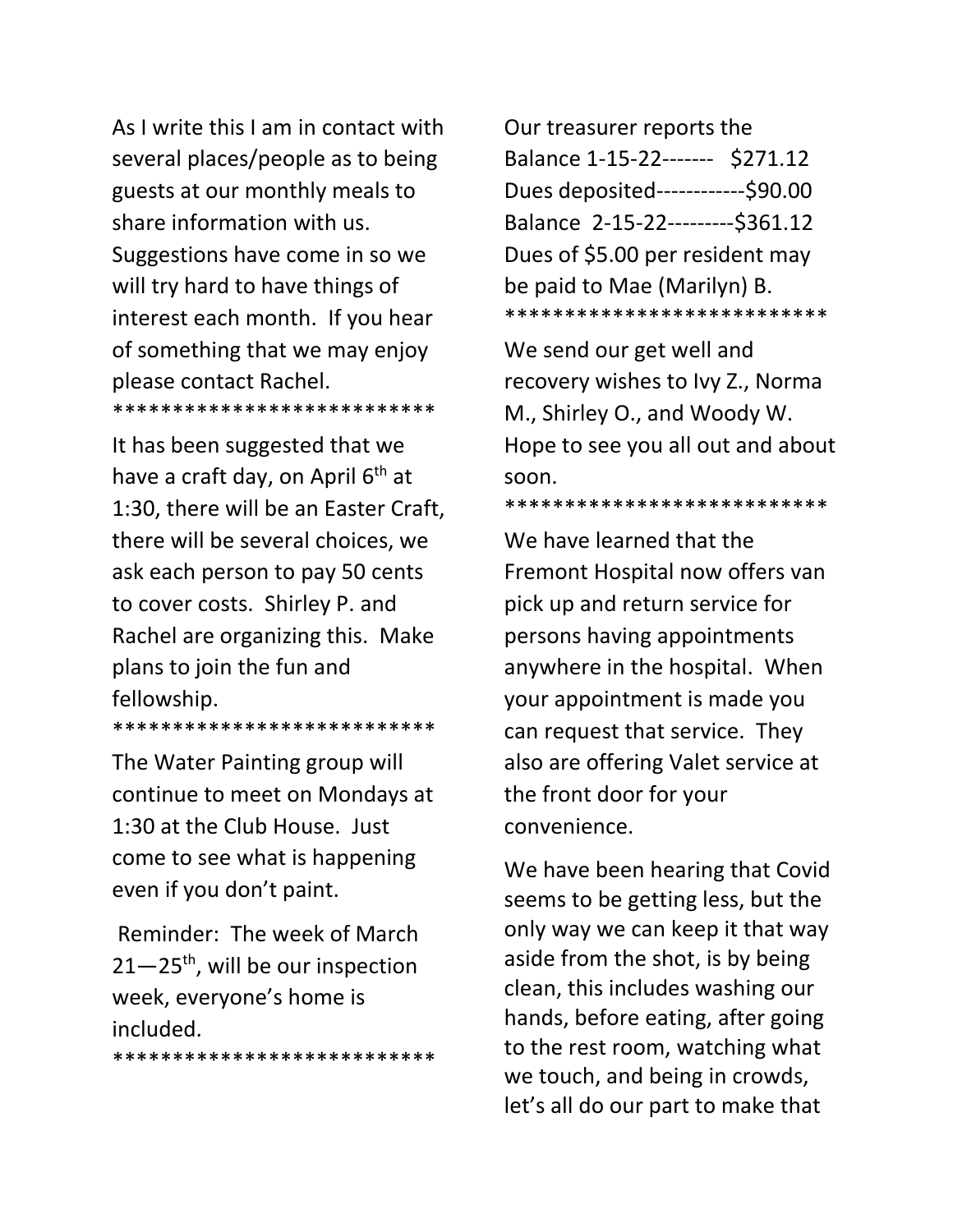As I write this I am in contact with several places/people as to being guests at our monthly meals to share information with us. Suggestions have come in so we will try hard to have things of interest each month. If you hear of something that we may enjoy please contact Rachel.

***************************

It has been suggested that we have a craft day, on April 6th at 1:30, there will be an Easter Craft, there will be several choices, we ask each person to pay 50 cents to cover costs. Shirley P. and Rachel are organizing this. Make plans to join the fun and fellowship.

***************************

The Water Painting group will continue to meet on Mondays at 1:30 at the Club House. Just come to see what is happening even if you don't paint.

Reminder: The week of March 21—25th, will be our inspection week, everyone's home is included.

***************************

Our treasurer reports the
Balance 1-15-22------- $271.12
Dues deposited------------$90.00
Balance 2-15-22---------$361.12
Dues of $5.00 per resident may be paid to Mae (Marilyn) B.

***************************

We send our get well and recovery wishes to Ivy Z., Norma M., Shirley O., and Woody W. Hope to see you all out and about soon.

***************************

We have learned that the Fremont Hospital now offers van pick up and return service for persons having appointments anywhere in the hospital. When your appointment is made you can request that service. They also are offering Valet service at the front door for your convenience.

We have been hearing that Covid seems to be getting less, but the only way we can keep it that way aside from the shot, is by being clean, this includes washing our hands, before eating, after going to the rest room, watching what we touch, and being in crowds, let's all do our part to make that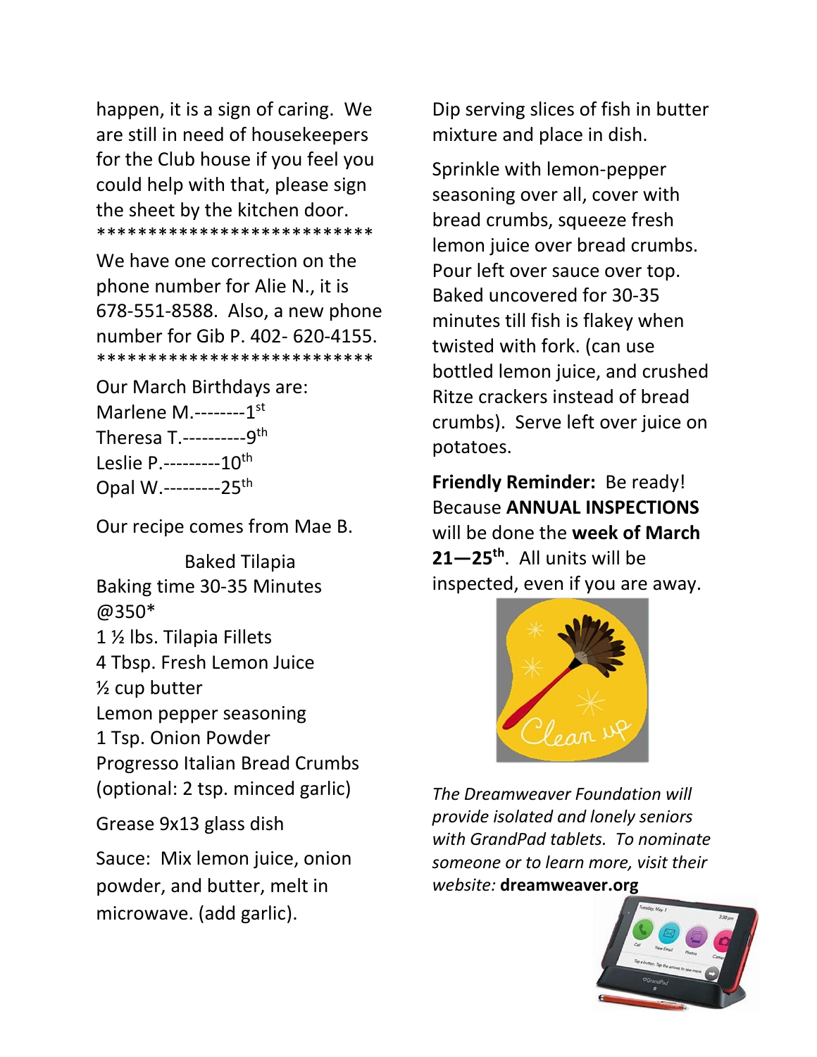happen, it is a sign of caring. We are still in need of housekeepers for the Club house if you feel you could help with that, please sign the sheet by the kitchen door.

***************************

We have one correction on the phone number for Alie N., it is 678-551-8588. Also, a new phone number for Gib P. 402- 620-4155.

***************************

Our March Birthdays are:
Marlene M.--------1st
Theresa T.----------9th
Leslie P.---------10th
Opal W.---------25th

Our recipe comes from Mae B.

Baked Tilapia

Baking time 30-35 Minutes @350*
1 ½ lbs. Tilapia Fillets
4 Tbsp. Fresh Lemon Juice
½ cup butter
Lemon pepper seasoning
1 Tsp. Onion Powder
Progresso Italian Bread Crumbs
(optional: 2 tsp. minced garlic)

Grease 9x13 glass dish

Sauce: Mix lemon juice, onion powder, and butter, melt in microwave. (add garlic).

Dip serving slices of fish in butter mixture and place in dish.

Sprinkle with lemon-pepper seasoning over all, cover with bread crumbs, squeeze fresh lemon juice over bread crumbs. Pour left over sauce over top. Baked uncovered for 30-35 minutes till fish is flakey when twisted with fork. (can use bottled lemon juice, and crushed Ritze crackers instead of bread crumbs). Serve left over juice on potatoes.

**Friendly Reminder:** Be ready! Because **ANNUAL INSPECTIONS** will be done the **week of March 21—25th**. All units will be inspected, even if you are away.

*The Dreamweaver Foundation will provide isolated and lonely seniors with GrandPad tablets. To nominate someone or to learn more, visit their website:* **dreamweaver.org**